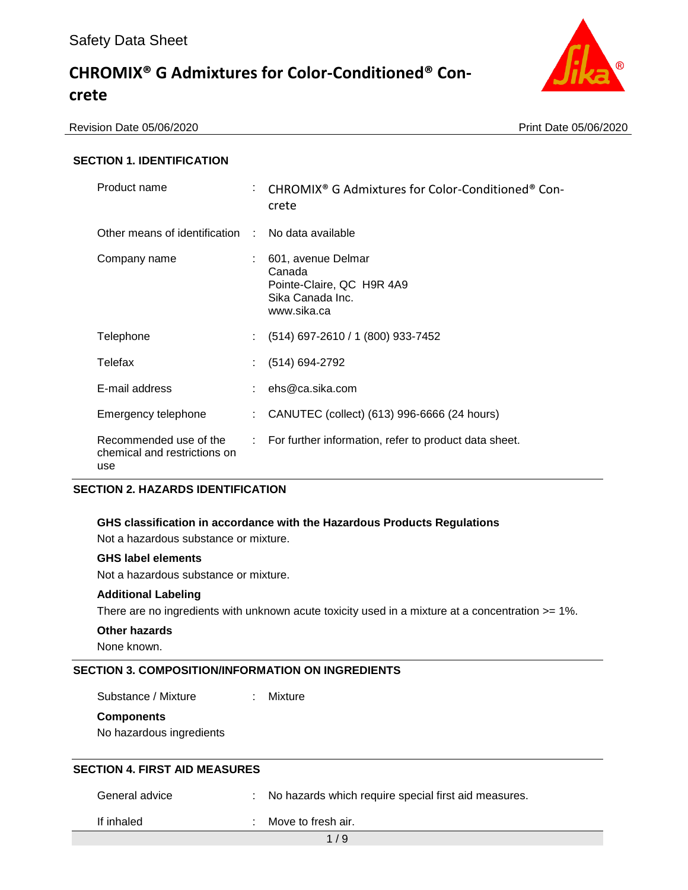Safety Data Sheet

# CHROMIX® G Admixtures for Color-Conditioned® Concrete

Revision Date 05/06/2020 Print Date 05/06/2020

## SECTION 1. IDENTIFICATION

| | | |
|---|---|---|
| Product name | : | CHROMIX® G Admixtures for Color-Conditioned® Concrete |
| Other means of identification | : | No data available |
| Company name | : | 601, avenue Delmar<br>Canada<br>Pointe-Claire, QC H9R 4A9<br>Sika Canada Inc.<br>www.sika.ca |
| Telephone | : | (514) 697-2610 / 1 (800) 933-7452 |
| Telefax | : | (514) 694-2792 |
| E-mail address | : | ehs@ca.sika.com |
| Emergency telephone | : | CANUTEC (collect) (613) 996-6666 (24 hours) |
| Recommended use of the chemical and restrictions on use | : | For further information, refer to product data sheet. |

## SECTION 2. HAZARDS IDENTIFICATION

**GHS classification in accordance with the Hazardous Products Regulations**

Not a hazardous substance or mixture.

**GHS label elements**

Not a hazardous substance or mixture.

**Additional Labeling**

There are no ingredients with unknown acute toxicity used in a mixture at a concentration >= 1%.

**Other hazards**

None known.

## SECTION 3. COMPOSITION/INFORMATION ON INGREDIENTS

Substance / Mixture : Mixture

**Components**

No hazardous ingredients

## SECTION 4. FIRST AID MEASURES

| | | |
|---|---|---|
| General advice | : | No hazards which require special first aid measures. |
| If inhaled | : | Move to fresh air. |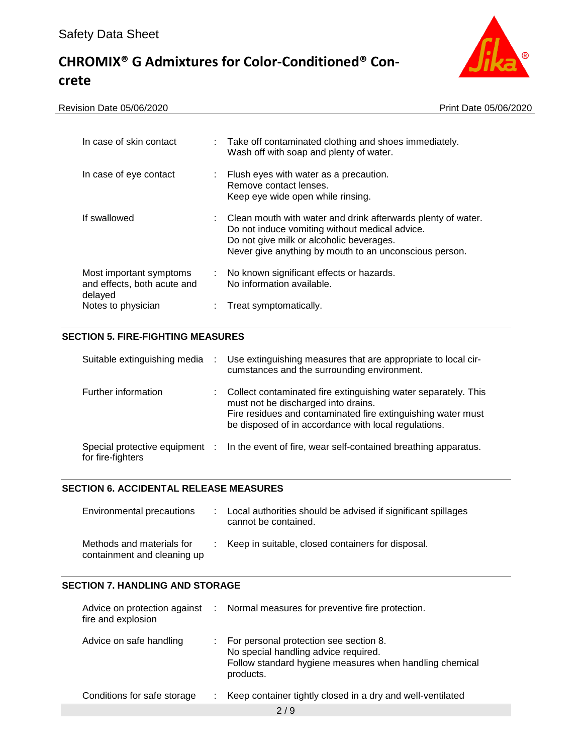| | | |
|---|---|---|
| In case of skin contact | : | Take off contaminated clothing and shoes immediately.<br>Wash off with soap and plenty of water. |
| In case of eye contact | : | Flush eyes with water as a precaution.<br>Remove contact lenses.<br>Keep eye wide open while rinsing. |
| If swallowed | : | Clean mouth with water and drink afterwards plenty of water.<br>Do not induce vomiting without medical advice.<br>Do not give milk or alcoholic beverages.<br>Never give anything by mouth to an unconscious person. |
| Most important symptoms and effects, both acute and delayed | : | No known significant effects or hazards.<br>No information available. |
| Notes to physician | : | Treat symptomatically. |

## SECTION 5. FIRE-FIGHTING MEASURES

| | | |
|---|---|---|
| Suitable extinguishing media | : | Use extinguishing measures that are appropriate to local circumstances and the surrounding environment. |
| Further information | : | Collect contaminated fire extinguishing water separately. This must not be discharged into drains.<br>Fire residues and contaminated fire extinguishing water must be disposed of in accordance with local regulations. |
| Special protective equipment for fire-fighters | : | In the event of fire, wear self-contained breathing apparatus. |

## SECTION 6. ACCIDENTAL RELEASE MEASURES

| | | |
|---|---|---|
| Environmental precautions | : | Local authorities should be advised if significant spillages cannot be contained. |
| Methods and materials for containment and cleaning up | : | Keep in suitable, closed containers for disposal. |

## SECTION 7. HANDLING AND STORAGE

| | | |
|---|---|---|
| Advice on protection against fire and explosion | : | Normal measures for preventive fire protection. |
| Advice on safe handling | : | For personal protection see section 8.<br>No special handling advice required.<br>Follow standard hygiene measures when handling chemical products. |
| Conditions for safe storage | : | Keep container tightly closed in a dry and well-ventilated |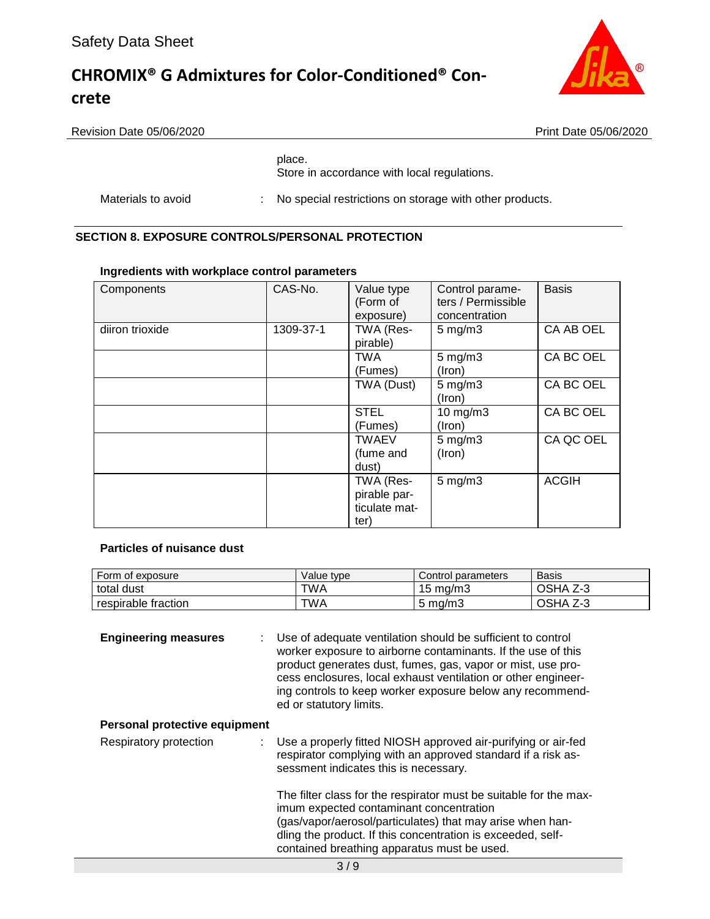place.
Store in accordance with local regulations.

Materials to avoid : No special restrictions on storage with other products.

## SECTION 8. EXPOSURE CONTROLS/PERSONAL PROTECTION

### Ingredients with workplace control parameters

| Components | CAS-No. | Value type (Form of exposure) | Control parameters / Permissible concentration | Basis |
|---|---|---|---|---|
| diiron trioxide | 1309-37-1 | TWA (Respirable) | 5 mg/m3 | CA AB OEL |
| | | TWA (Fumes) | 5 mg/m3 (Iron) | CA BC OEL |
| | | TWA (Dust) | 5 mg/m3 (Iron) | CA BC OEL |
| | | STEL (Fumes) | 10 mg/m3 (Iron) | CA BC OEL |
| | | TWAEV (fume and dust) | 5 mg/m3 (Iron) | CA QC OEL |
| | | TWA (Respirable particulate matter) | 5 mg/m3 | ACGIH |

### Particles of nuisance dust

| Form of exposure | Value type | Control parameters | Basis |
|---|---|---|---|
| total dust | TWA | 15 mg/m3 | OSHA Z-3 |
| respirable fraction | TWA | 5 mg/m3 | OSHA Z-3 |

**Engineering measures** : Use of adequate ventilation should be sufficient to control worker exposure to airborne contaminants. If the use of this product generates dust, fumes, gas, vapor or mist, use process enclosures, local exhaust ventilation or other engineering controls to keep worker exposure below any recommended or statutory limits.

**Personal protective equipment**

Respiratory protection : Use a properly fitted NIOSH approved air-purifying or air-fed respirator complying with an approved standard if a risk assessment indicates this is necessary.

The filter class for the respirator must be suitable for the maximum expected contaminant concentration (gas/vapor/aerosol/particulates) that may arise when handling the product. If this concentration is exceeded, self-contained breathing apparatus must be used.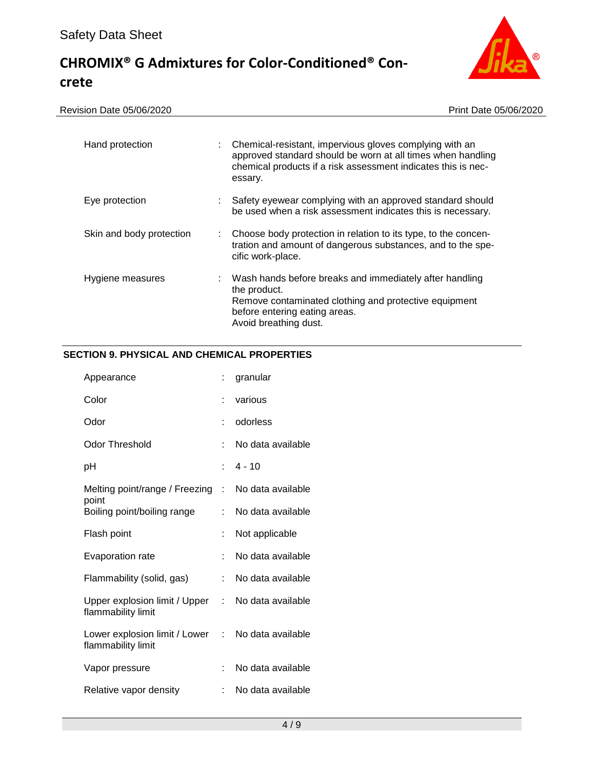| | | |
|---|---|---|
| Hand protection | : | Chemical-resistant, impervious gloves complying with an approved standard should be worn at all times when handling chemical products if a risk assessment indicates this is necessary. |
| Eye protection | : | Safety eyewear complying with an approved standard should be used when a risk assessment indicates this is necessary. |
| Skin and body protection | : | Choose body protection in relation to its type, to the concentration and amount of dangerous substances, and to the specific work-place. |
| Hygiene measures | : | Wash hands before breaks and immediately after handling the product.<br>Remove contaminated clothing and protective equipment before entering eating areas.<br>Avoid breathing dust. |

## SECTION 9. PHYSICAL AND CHEMICAL PROPERTIES

| | | |
|---|---|---|
| Appearance | : | granular |
| Color | : | various |
| Odor | : | odorless |
| Odor Threshold | : | No data available |
| pH | : | 4 - 10 |
| Melting point/range / Freezing point | : | No data available |
| Boiling point/boiling range | : | No data available |
| Flash point | : | Not applicable |
| Evaporation rate | : | No data available |
| Flammability (solid, gas) | : | No data available |
| Upper explosion limit / Upper flammability limit | : | No data available |
| Lower explosion limit / Lower flammability limit | : | No data available |
| Vapor pressure | : | No data available |
| Relative vapor density | : | No data available |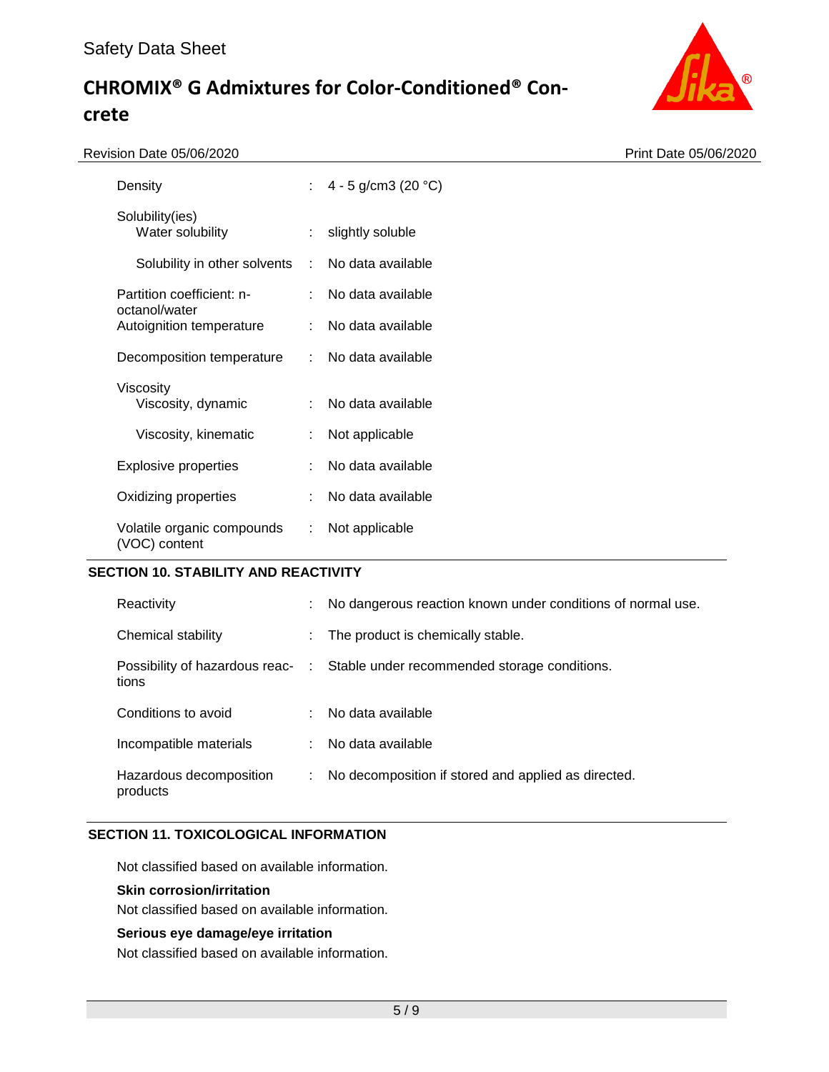| | | |
|---|---|---|
| Density | : | 4 - 5 g/cm3 (20 °C) |
| Solubility(ies) | | |
| Water solubility | : | slightly soluble |
| Solubility in other solvents | : | No data available |
| Partition coefficient: n-octanol/water | : | No data available |
| Autoignition temperature | : | No data available |
| Decomposition temperature | : | No data available |
| Viscosity | | |
| Viscosity, dynamic | : | No data available |
| Viscosity, kinematic | : | Not applicable |
| Explosive properties | : | No data available |
| Oxidizing properties | : | No data available |
| Volatile organic compounds (VOC) content | : | Not applicable |

## SECTION 10. STABILITY AND REACTIVITY

| | | |
|---|---|---|
| Reactivity | : | No dangerous reaction known under conditions of normal use. |
| Chemical stability | : | The product is chemically stable. |
| Possibility of hazardous reactions | : | Stable under recommended storage conditions. |
| Conditions to avoid | : | No data available |
| Incompatible materials | : | No data available |
| Hazardous decomposition products | : | No decomposition if stored and applied as directed. |

## SECTION 11. TOXICOLOGICAL INFORMATION

Not classified based on available information.

**Skin corrosion/irritation**

Not classified based on available information.

**Serious eye damage/eye irritation**

Not classified based on available information.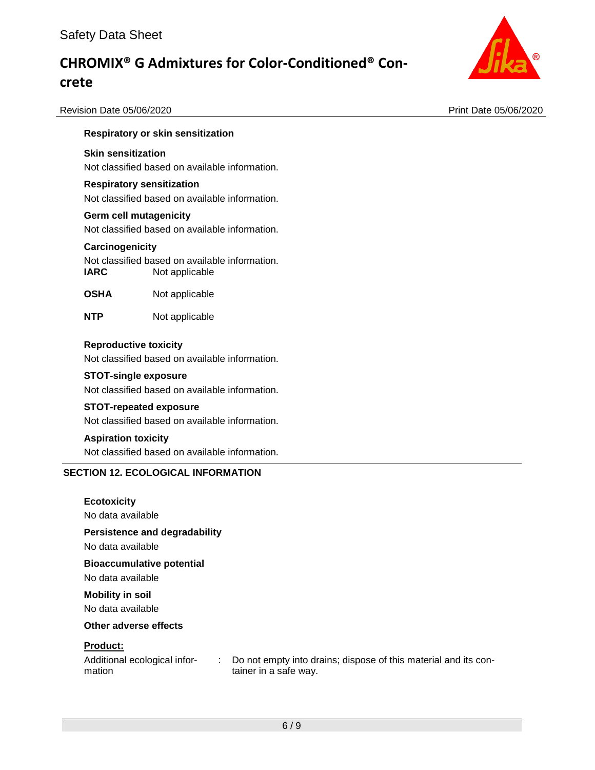**Respiratory or skin sensitization**

**Skin sensitization**

Not classified based on available information.

**Respiratory sensitization**

Not classified based on available information.

**Germ cell mutagenicity**

Not classified based on available information.

**Carcinogenicity**

Not classified based on available information.

| | |
|---|---|
| **IARC** | Not applicable |
| **OSHA** | Not applicable |
| **NTP** | Not applicable |

**Reproductive toxicity**

Not classified based on available information.

**STOT-single exposure**

Not classified based on available information.

**STOT-repeated exposure**

Not classified based on available information.

**Aspiration toxicity**

Not classified based on available information.

## SECTION 12. ECOLOGICAL INFORMATION

**Ecotoxicity**

No data available

**Persistence and degradability**

No data available

**Bioaccumulative potential**

No data available

**Mobility in soil**

No data available

**Other adverse effects**

**Product:**

Additional ecological information : Do not empty into drains; dispose of this material and its container in a safe way.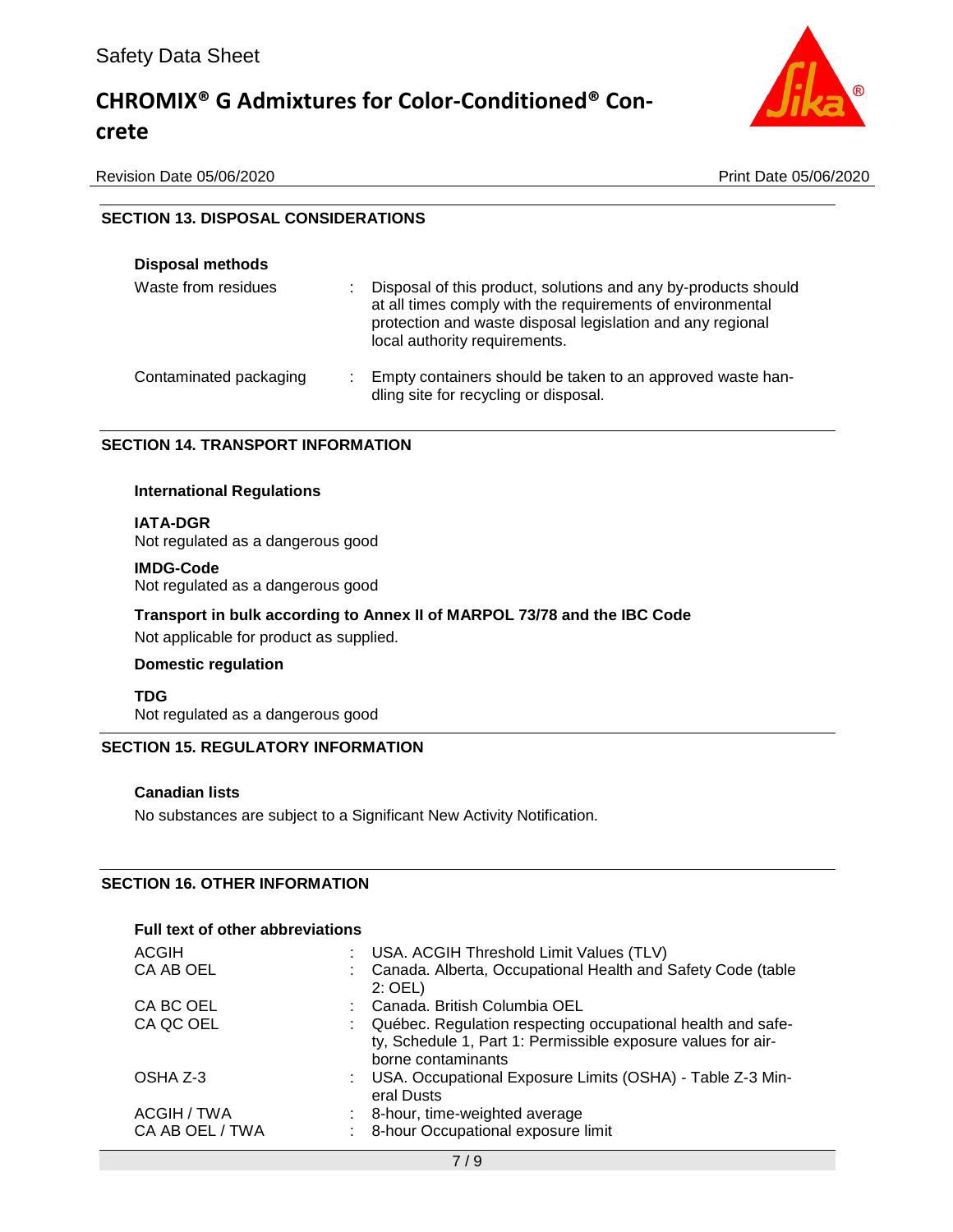## SECTION 13. DISPOSAL CONSIDERATIONS

**Disposal methods**

| | |
|---|---|
| Waste from residues | : Disposal of this product, solutions and any by-products should at all times comply with the requirements of environmental protection and waste disposal legislation and any regional local authority requirements. |
| Contaminated packaging | : Empty containers should be taken to an approved waste handling site for recycling or disposal. |

## SECTION 14. TRANSPORT INFORMATION

**International Regulations**

**IATA-DGR**
Not regulated as a dangerous good

**IMDG-Code**
Not regulated as a dangerous good

**Transport in bulk according to Annex II of MARPOL 73/78 and the IBC Code**
Not applicable for product as supplied.

**Domestic regulation**

**TDG**
Not regulated as a dangerous good

## SECTION 15. REGULATORY INFORMATION

**Canadian lists**

No substances are subject to a Significant New Activity Notification.

## SECTION 16. OTHER INFORMATION

**Full text of other abbreviations**

| | |
|---|---|
| ACGIH | : USA. ACGIH Threshold Limit Values (TLV) |
| CA AB OEL | : Canada. Alberta, Occupational Health and Safety Code (table 2: OEL) |
| CA BC OEL | : Canada. British Columbia OEL |
| CA QC OEL | : Québec. Regulation respecting occupational health and safety, Schedule 1, Part 1: Permissible exposure values for airborne contaminants |
| OSHA Z-3 | : USA. Occupational Exposure Limits (OSHA) - Table Z-3 Mineral Dusts |
| ACGIH / TWA | : 8-hour, time-weighted average |
| CA AB OEL / TWA | : 8-hour Occupational exposure limit |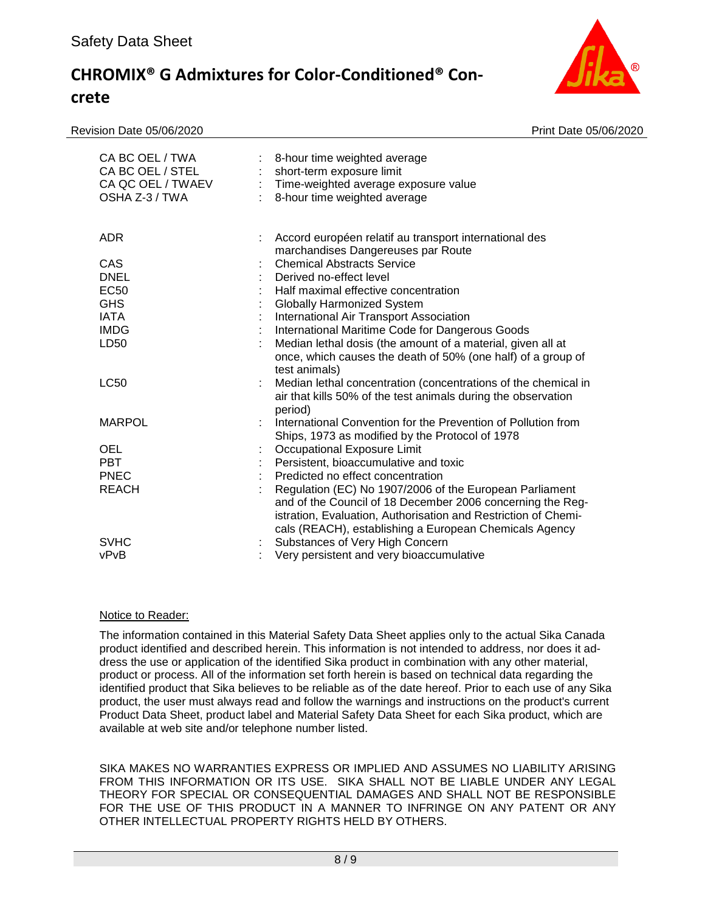| | | |
|---|---|---|
| CA BC OEL / TWA | : | 8-hour time weighted average |
| CA BC OEL / STEL | : | short-term exposure limit |
| CA QC OEL / TWAEV | : | Time-weighted average exposure value |
| OSHA Z-3 / TWA | : | 8-hour time weighted average |

| | | |
|---|---|---|
| ADR | : | Accord européen relatif au transport international des marchandises Dangereuses par Route |
| CAS | : | Chemical Abstracts Service |
| DNEL | : | Derived no-effect level |
| EC50 | : | Half maximal effective concentration |
| GHS | : | Globally Harmonized System |
| IATA | : | International Air Transport Association |
| IMDG | : | International Maritime Code for Dangerous Goods |
| LD50 | : | Median lethal dosis (the amount of a material, given all at once, which causes the death of 50% (one half) of a group of test animals) |
| LC50 | : | Median lethal concentration (concentrations of the chemical in air that kills 50% of the test animals during the observation period) |
| MARPOL | : | International Convention for the Prevention of Pollution from Ships, 1973 as modified by the Protocol of 1978 |
| OEL | : | Occupational Exposure Limit |
| PBT | : | Persistent, bioaccumulative and toxic |
| PNEC | : | Predicted no effect concentration |
| REACH | : | Regulation (EC) No 1907/2006 of the European Parliament and of the Council of 18 December 2006 concerning the Registration, Evaluation, Authorisation and Restriction of Chemicals (REACH), establishing a European Chemicals Agency |
| SVHC | : | Substances of Very High Concern |
| vPvB | : | Very persistent and very bioaccumulative |

Notice to Reader:

The information contained in this Material Safety Data Sheet applies only to the actual Sika Canada product identified and described herein. This information is not intended to address, nor does it address the use or application of the identified Sika product in combination with any other material, product or process. All of the information set forth herein is based on technical data regarding the identified product that Sika believes to be reliable as of the date hereof. Prior to each use of any Sika product, the user must always read and follow the warnings and instructions on the product's current Product Data Sheet, product label and Material Safety Data Sheet for each Sika product, which are available at web site and/or telephone number listed.

SIKA MAKES NO WARRANTIES EXPRESS OR IMPLIED AND ASSUMES NO LIABILITY ARISING FROM THIS INFORMATION OR ITS USE. SIKA SHALL NOT BE LIABLE UNDER ANY LEGAL THEORY FOR SPECIAL OR CONSEQUENTIAL DAMAGES AND SHALL NOT BE RESPONSIBLE FOR THE USE OF THIS PRODUCT IN A MANNER TO INFRINGE ON ANY PATENT OR ANY OTHER INTELLECTUAL PROPERTY RIGHTS HELD BY OTHERS.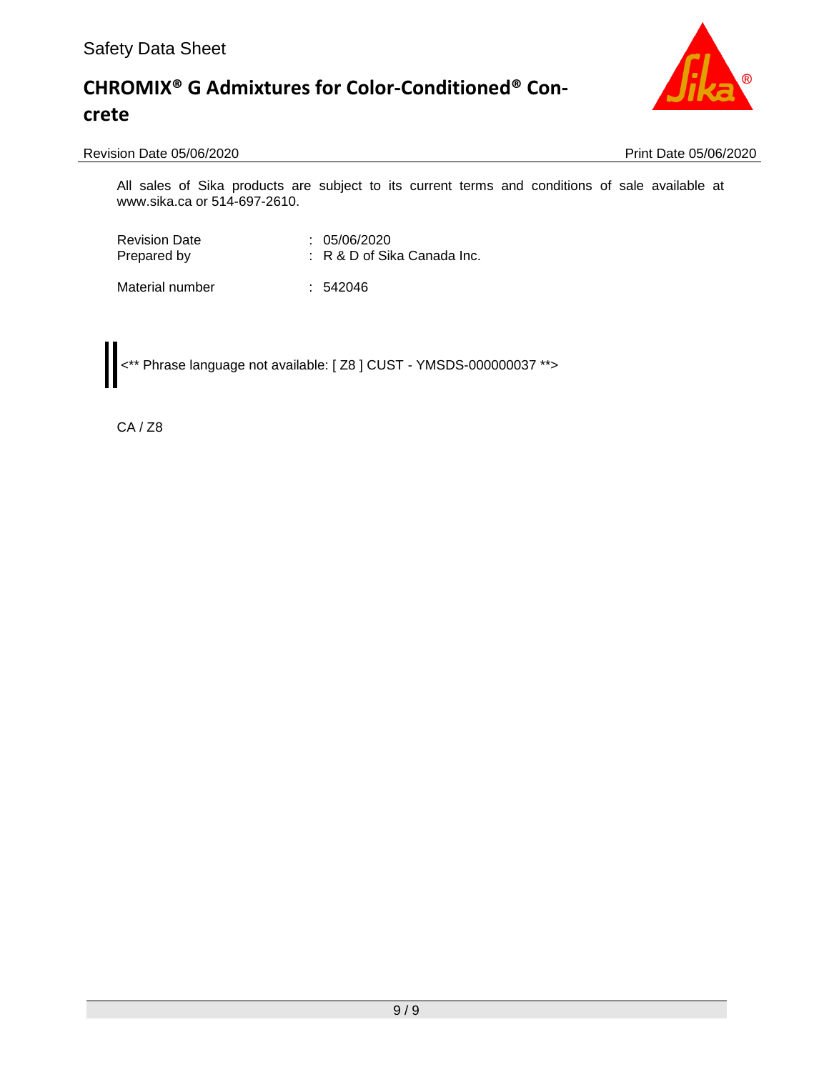All sales of Sika products are subject to its current terms and conditions of sale available at www.sika.ca or 514-697-2610.

| | | |
|---|---|---|
| Revision Date | : | 05/06/2020 |
| Prepared by | : | R & D of Sika Canada Inc. |
| Material number | : | 542046 |

<** Phrase language not available: [ Z8 ] CUST - YMSDS-000000037 **>

CA / Z8